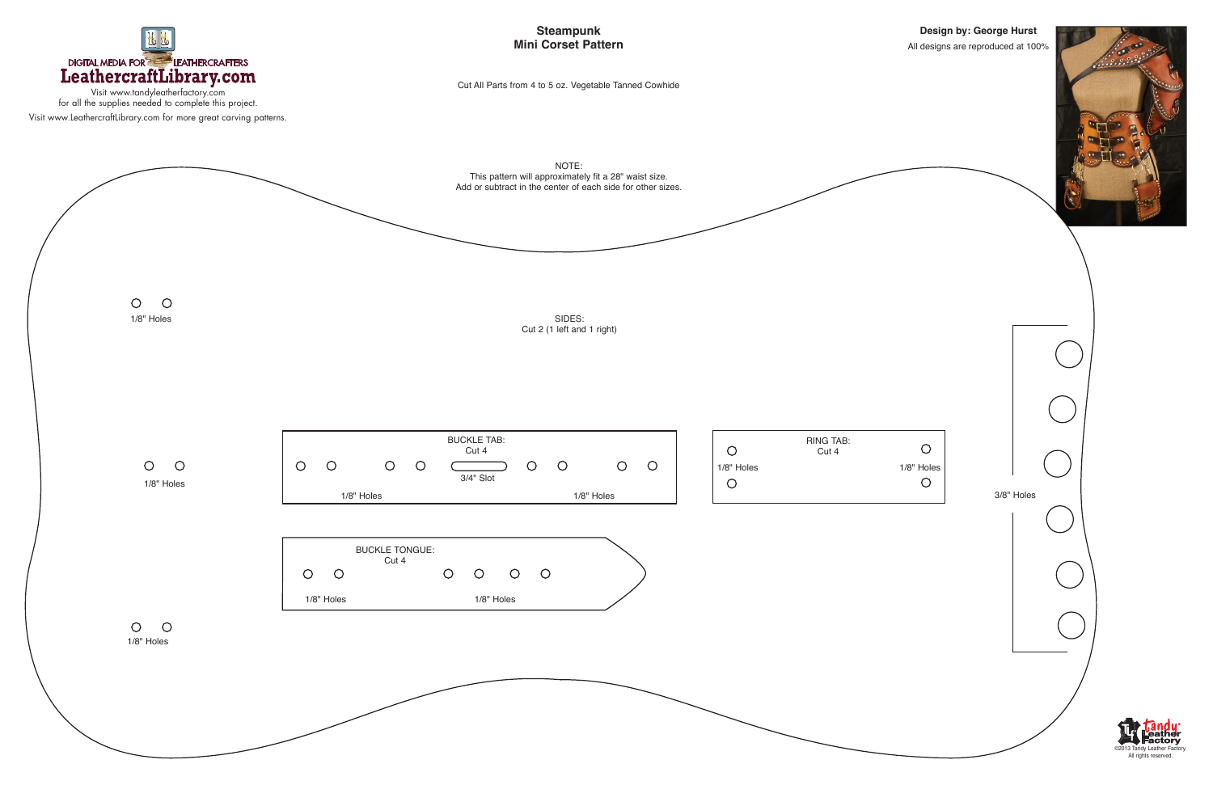DIGITAL MEDIA FOR LEATHERCRAFTERS

LeathercraftLibrary.com

Visit www.tandyleatherfactory.com for all the supplies needed to complete this project.

Visit www.LeathercraftLibrary.com for more great carving patterns.

# Steampunk Mini Corset Pattern

**Design by: George Hurst**

All designs are reproduced at 100%

Cut All Parts from 4 to 5 oz. Vegetable Tanned Cowhide

NOTE:
This pattern will approximately fit a 28" waist size.
Add or subtract in the center of each side for other sizes.

SIDES:
Cut 2 (1 left and 1 right)

1/8" Holes

1/8" Holes

1/8" Holes

3/8" Holes

BUCKLE TAB:
Cut 4

3/4" Slot

1/8" Holes

1/8" Holes

RING TAB:
Cut 4

1/8" Holes

1/8" Holes

BUCKLE TONGUE:
Cut 4

1/8" Holes

1/8" Holes

©2013 Tandy Leather Factory.
All rights reserved.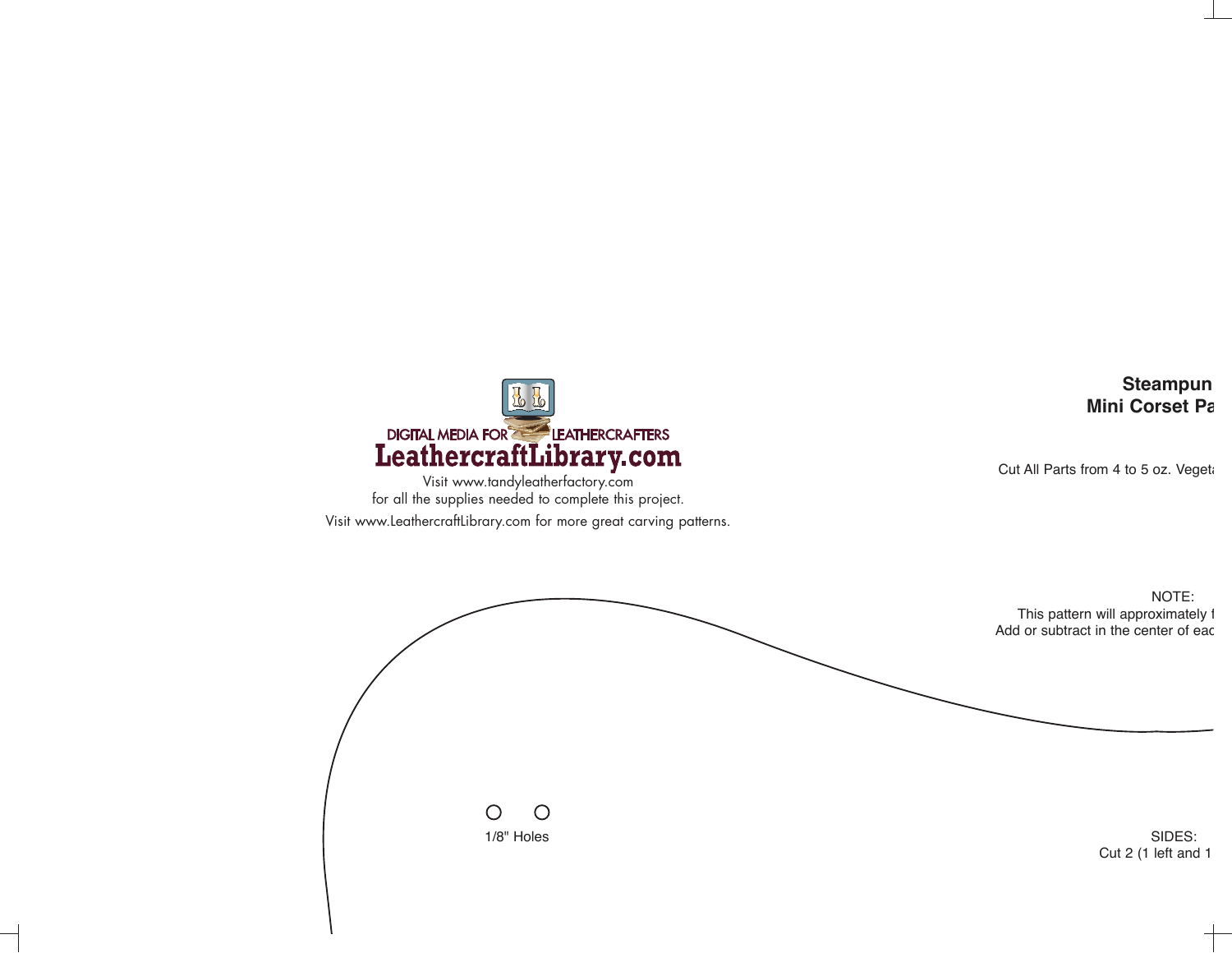DIGITAL MEDIA FOR LEATHERCRAFTERS

LeathercraftLibrary.com

Visit www.tandyleatherfactory.com
for all the supplies needed to complete this project.

Visit www.LeathercraftLibrary.com for more great carving patterns.

**Steampun**
**Mini Corset Pa**

Cut All Parts from 4 to 5 oz. Veget

NOTE:
This pattern will approximately f
Add or subtract in the center of eac

1/8" Holes

SIDES:
Cut 2 (1 left and 1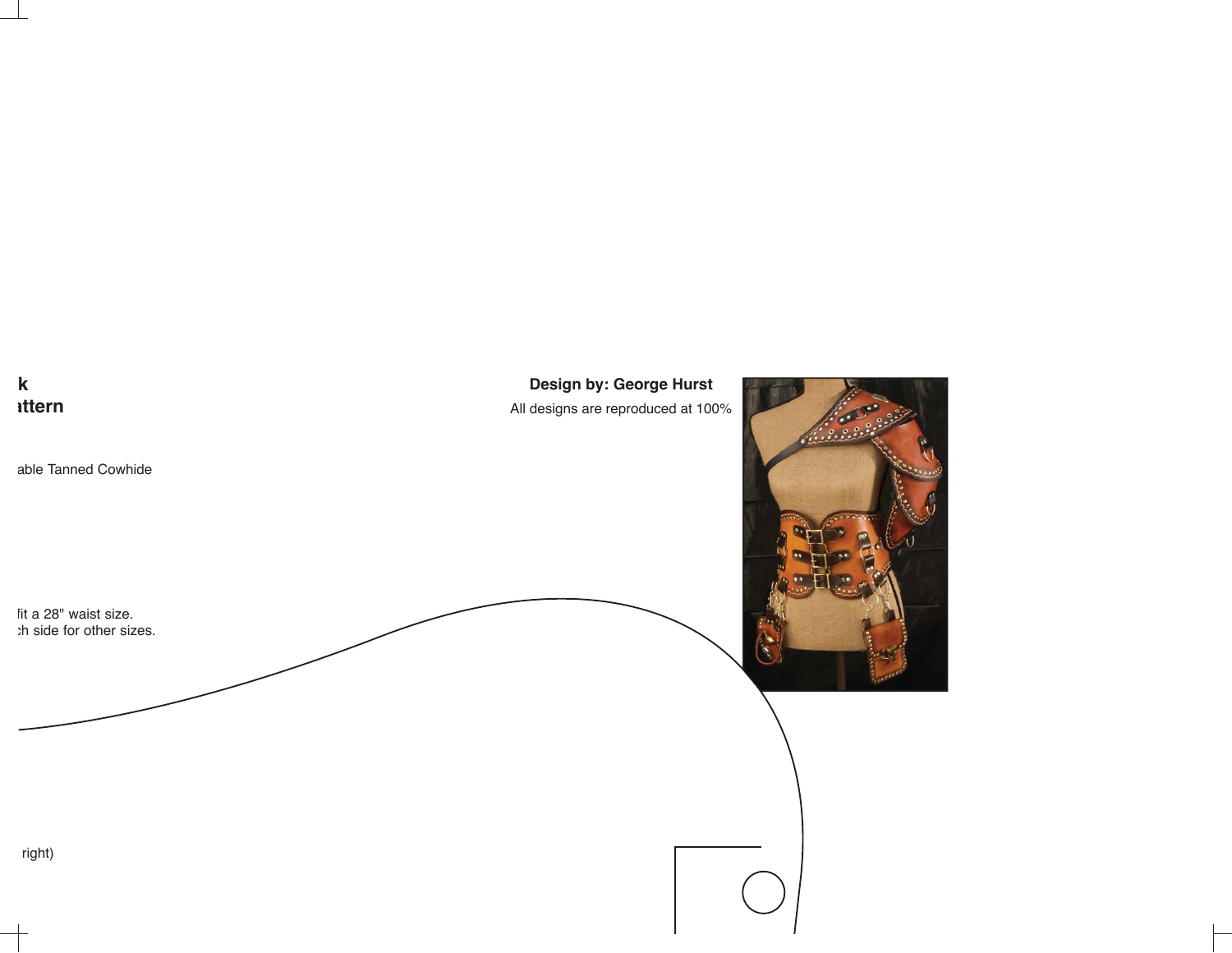**k**
**ıttern**

able Tanned Cowhide

fit a 28" waist size.
:h side for other sizes.

right)

**Design by: George Hurst**

All designs are reproduced at 100%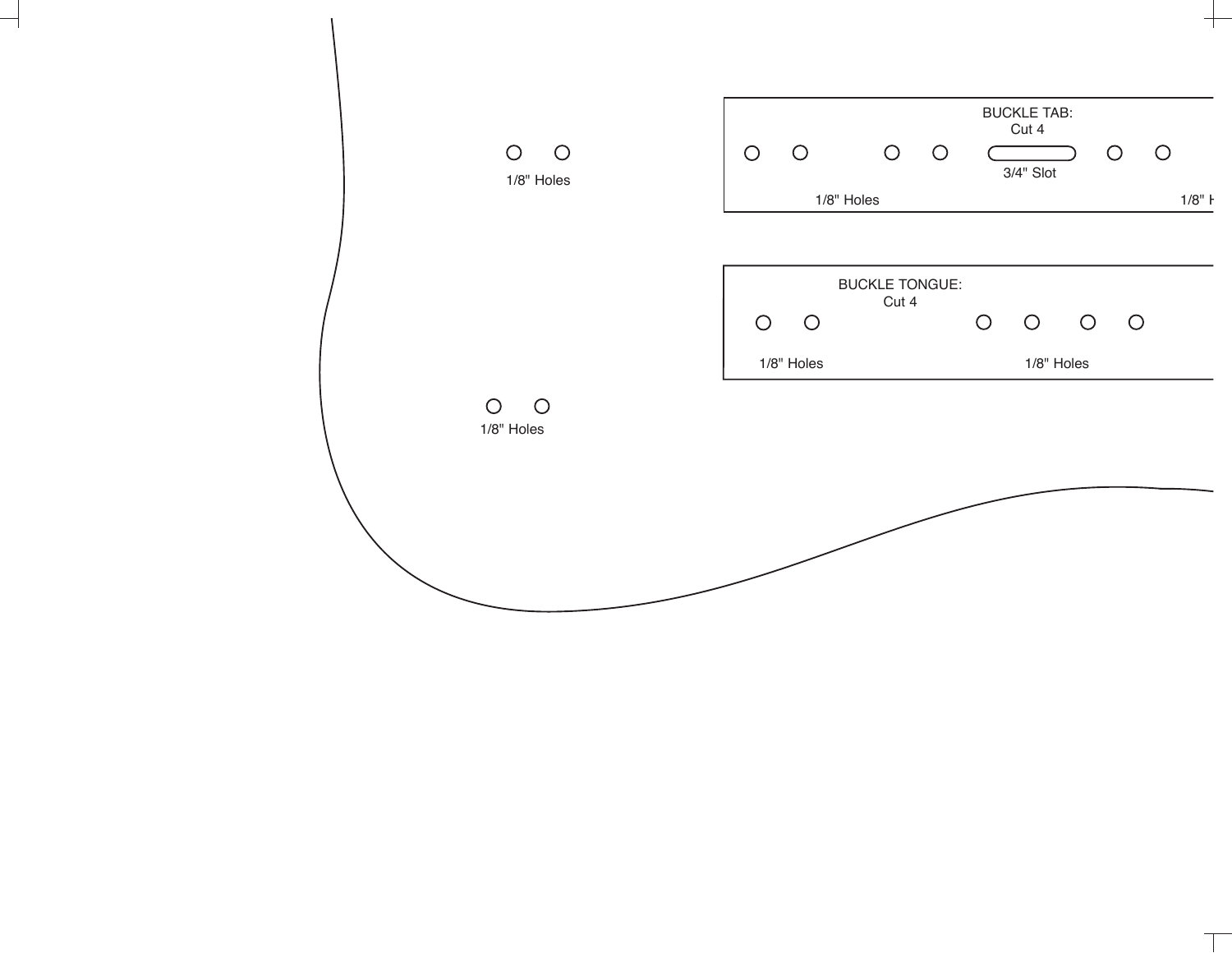1/8" Holes

BUCKLE TAB:
Cut 4

3/4" Slot

1/8" Holes

1/8" H

BUCKLE TONGUE:
Cut 4

1/8" Holes

1/8" Holes

1/8" Holes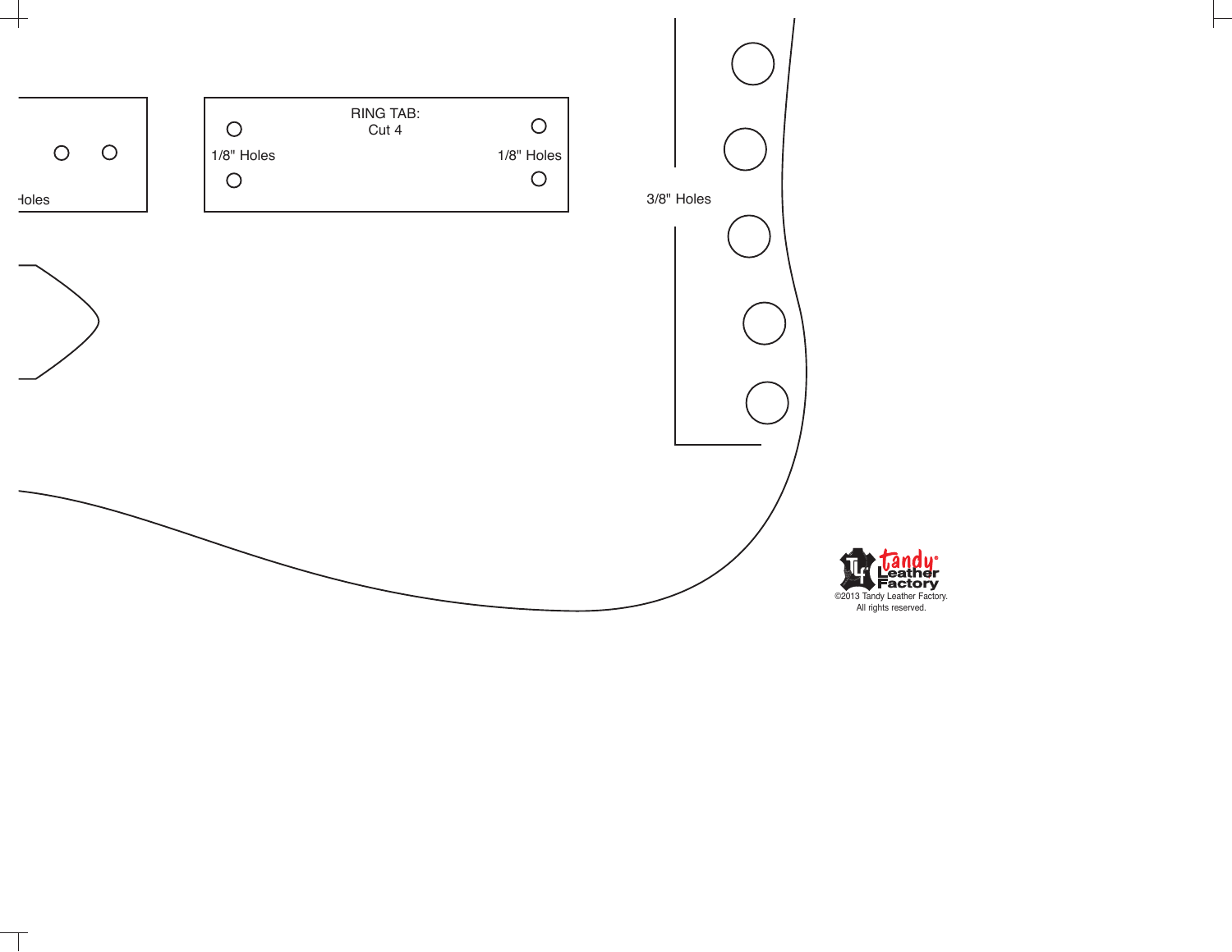Holes

RING TAB:
Cut 4

1/8" Holes

1/8" Holes

3/8" Holes

©2013 Tandy Leather Factory.
All rights reserved.